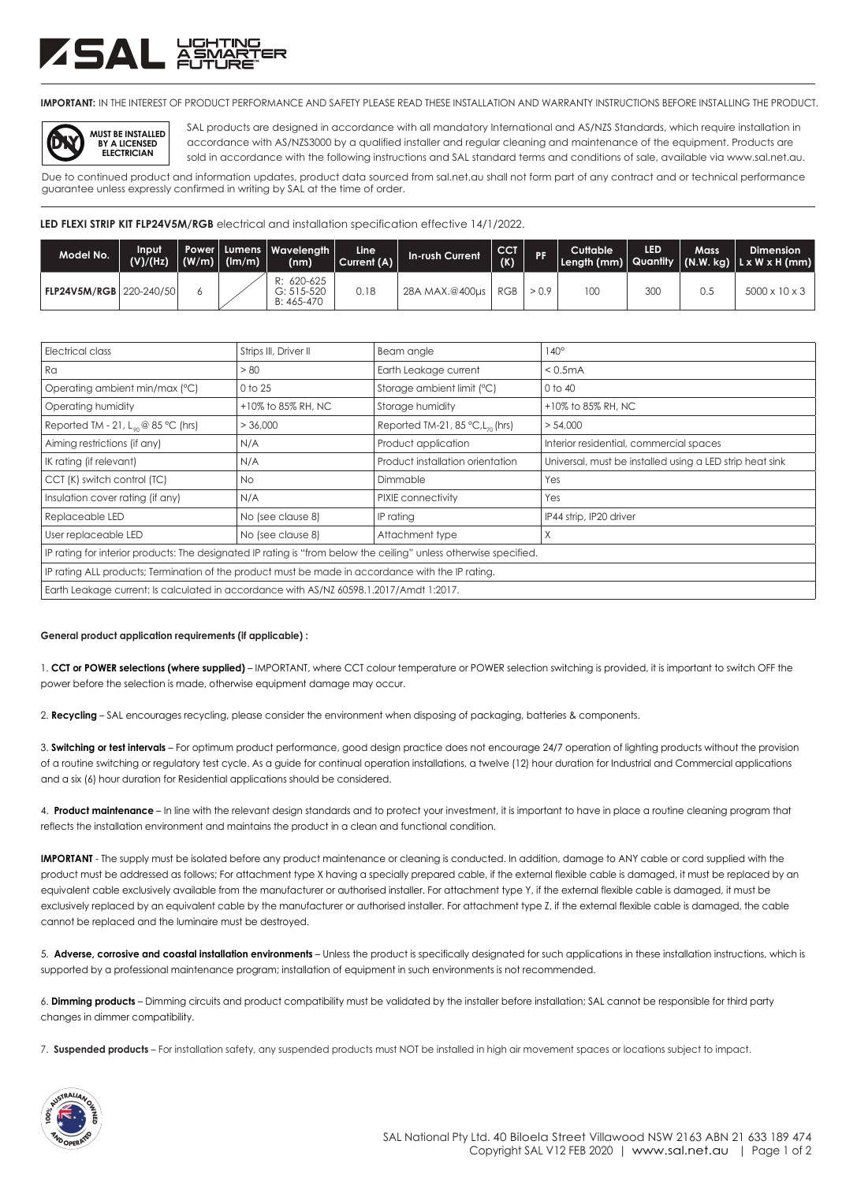**IMPORTANT:** IN THE INTEREST OF PRODUCT PERFORMANCE AND SAFETY PLEASE READ THESE INSTALLATION AND WARRANTY INSTRUCTIONS BEFORE INSTALLING THE PRODUCT.

**MUST BE INSTALLED BY A LICENSED ELECTRICIAN**

SAL products are designed in accordance with all mandatory International and AS/NZS Standards, which require installation in accordance with AS/NZS3000 by a qualified installer and regular cleaning and maintenance of the equipment. Products are sold in accordance with the following instructions and SAL standard terms and conditions of sale, available via www.sal.net.au.

Due to continued product and information updates, product data sourced from sal.net.au shall not form part of any contract and or technical performance guarantee unless expressly confirmed in writing by SAL at the time of order.

**LED FLEXI STRIP KIT FLP24V5M/RGB** electrical and installation specification effective 14/1/2022.

| Model No. | Input (V)/(Hz) | Power (W/m) | Lumens (lm/m) | Wavelength (nm) | Line Current (A) | In-rush Current | CCT (K) | PF | Cuttable Length (mm) | LED Quantity | Mass (N.W. kg) | Dimension L x W x H (mm) |
|---|---|---|---|---|---|---|---|---|---|---|---|---|
| **FLP24V5M/RGB** | 220-240/50 | 6 | | R: 620-625 G: 515-520 B: 465-470 | 0.18 | 28A MAX.@400μs | RGB | > 0.9 | 100 | 300 | 0.5 | 5000 x 10 x 3 |

| | | | |
|---|---|---|---|
| Electrical class | Strips III, Driver II | Beam angle | 140° |
| Ra | > 80 | Earth Leakage current | < 0.5mA |
| Operating ambient min/max (°C) | 0 to 25 | Storage ambient limit (°C) | 0 to 40 |
| Operating humidity | +10% to 85% RH, NC | Storage humidity | +10% to 85% RH, NC |
| Reported TM - 21, $L_{90}$ @ 85 °C (hrs) | > 36,000 | Reported TM-21, 85 °C, $L_{70}$ (hrs) | > 54,000 |
| Aiming restrictions (if any) | N/A | Product application | Interior residential, commercial spaces |
| IK rating (if relevant) | N/A | Product installation orientation | Universal, must be installed using a LED strip heat sink |
| CCT (K) switch control (TC) | No | Dimmable | Yes |
| Insulation cover rating (if any) | N/A | PIXIE connectivity | Yes |
| Replaceable LED | No (see clause 8) | IP rating | IP44 strip, IP20 driver |
| User replaceable LED | No (see clause 8) | Attachment type | X |
| IP rating for interior products: The designated IP rating is "from below the ceiling" unless otherwise specified. | | | |
| IP rating ALL products; Termination of the product must be made in accordance with the IP rating. | | | |
| Earth Leakage current: Is calculated in accordance with AS/NZ 60598.1.2017/Amdt 1:2017. | | | |

**General product application requirements (if applicable) :**

1. **CCT or POWER selections (where supplied)** – IMPORTANT, where CCT colour temperature or POWER selection switching is provided, it is important to switch OFF the power before the selection is made, otherwise equipment damage may occur.

2. **Recycling** – SAL encourages recycling, please consider the environment when disposing of packaging, batteries & components.

3. **Switching or test intervals** – For optimum product performance, good design practice does not encourage 24/7 operation of lighting products without the provision of a routine switching or regulatory test cycle. As a guide for continual operation installations, a twelve (12) hour duration for Industrial and Commercial applications and a six (6) hour duration for Residential applications should be considered.

4. **Product maintenance** – In line with the relevant design standards and to protect your investment, it is important to have in place a routine cleaning program that reflects the installation environment and maintains the product in a clean and functional condition.

**IMPORTANT** - The supply must be isolated before any product maintenance or cleaning is conducted. In addition, damage to ANY cable or cord supplied with the product must be addressed as follows; For attachment type X having a specially prepared cable, if the external flexible cable is damaged, it must be replaced by an equivalent cable exclusively available from the manufacturer or authorised installer. For attachment type Y, if the external flexible cable is damaged, it must be exclusively replaced by an equivalent cable by the manufacturer or authorised installer. For attachment type Z, if the external flexible cable is damaged, the cable cannot be replaced and the luminaire must be destroyed.

5. **Adverse, corrosive and coastal installation environments** – Unless the product is specifically designated for such applications in these installation instructions, which is supported by a professional maintenance program; installation of equipment in such environments is not recommended.

6. **Dimming products** – Dimming circuits and product compatibility must be validated by the installer before installation; SAL cannot be responsible for third party changes in dimmer compatibility.

7. **Suspended products** – For installation safety, any suspended products must NOT be installed in high air movement spaces or locations subject to impact.

SAL National Pty Ltd. 40 Biloela Street Villawood NSW 2163 ABN 21 633 189 474
Copyright SAL V12 FEB 2020 | www.sal.net.au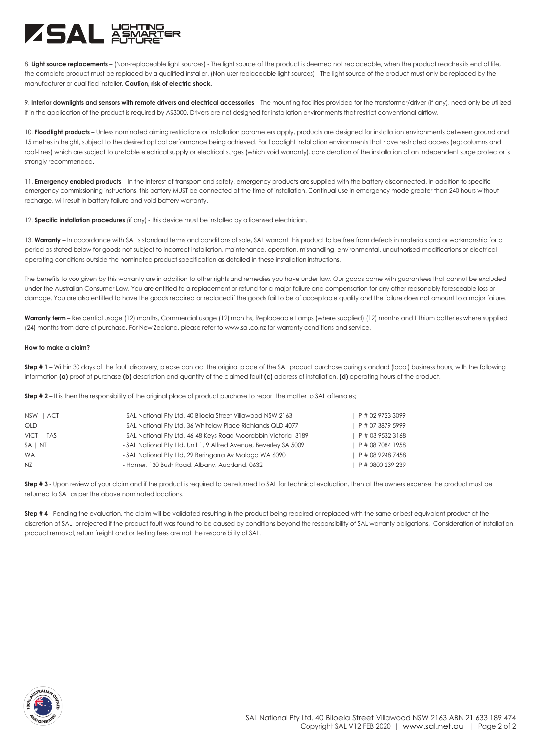8. **Light source replacements** – (Non-replaceable light sources) - The light source of the product is deemed not replaceable, when the product reaches its end of life, the complete product must be replaced by a qualified installer. (Non-user replaceable light sources) - The light source of the product must only be replaced by the manufacturer or qualified installer. **Caution, risk of electric shock.**

9. **Interior downlights and sensors with remote drivers and electrical accessories** – The mounting facilities provided for the transformer/driver (if any), need only be utilized if in the application of the product is required by AS3000. Drivers are not designed for installation environments that restrict conventional airflow.

10. **Floodlight products** – Unless nominated aiming restrictions or installation parameters apply, products are designed for installation environments between ground and 15 metres in height, subject to the desired optical performance being achieved. For floodlight installation environments that have restricted access (eg: columns and roof-lines) which are subject to unstable electrical supply or electrical surges (which void warranty), consideration of the installation of an independent surge protector is strongly recommended.

11. **Emergency enabled products** – In the interest of transport and safety, emergency products are supplied with the battery disconnected. In addition to specific emergency commissioning instructions, this battery MUST be connected at the time of installation. Continual use in emergency mode greater than 240 hours without recharge, will result in battery failure and void battery warranty.

12. **Specific installation procedures** (if any) - this device must be installed by a licensed electrician.

13. **Warranty** – In accordance with SAL's standard terms and conditions of sale, SAL warrant this product to be free from defects in materials and or workmanship for a period as stated below for goods not subject to incorrect installation, maintenance, operation, mishandling, environmental, unauthorised modifications or electrical operating conditions outside the nominated product specification as detailed in these installation instructions.

The benefits to you given by this warranty are in addition to other rights and remedies you have under law. Our goods come with guarantees that cannot be excluded under the Australian Consumer Law. You are entitled to a replacement or refund for a major failure and compensation for any other reasonably foreseeable loss or damage. You are also entitled to have the goods repaired or replaced if the goods fail to be of acceptable quality and the failure does not amount to a major failure.

**Warranty term** – Residential usage (12) months, Commercial usage (12) months, Replaceable Lamps (where supplied) (12) months and Lithium batteries where supplied (24) months from date of purchase. For New Zealand, please refer to www.sal.co.nz for warranty conditions and service.

**How to make a claim?**

**Step # 1** – Within 30 days of the fault discovery, please contact the original place of the SAL product purchase during standard (local) business hours, with the following information **(a)** proof of purchase **(b)** description and quantity of the claimed fault **(c)** address of installation. **(d)** operating hours of the product.

**Step # 2** – It is then the responsibility of the original place of product purchase to report the matter to SAL aftersales;

| | | |
|---|---|---|
| NSW \| ACT | - SAL National Pty Ltd, 40 Biloela Street Villawood NSW 2163 | P # 02 9723 3099 |
| QLD | - SAL National Pty Ltd, 36 Whitelaw Place Richlands QLD 4077 | P # 07 3879 5999 |
| VICT \| TAS | - SAL National Pty Ltd, 46-48 Keys Road Moorabbin Victoria 3189 | P # 03 9532 3168 |
| SA \| NT | - SAL National Pty Ltd, Unit 1, 9 Alfred Avenue, Beverley SA 5009 | P # 08 7084 1958 |
| WA | - SAL National Pty Ltd, 29 Beringarra Av Malaga WA 6090 | P # 08 9248 7458 |
| NZ | - Hamer, 130 Bush Road, Albany, Auckland, 0632 | P # 0800 239 239 |

**Step # 3** - Upon review of your claim and if the product is required to be returned to SAL for technical evaluation, then at the owners expense the product must be returned to SAL as per the above nominated locations.

**Step # 4** - Pending the evaluation, the claim will be validated resulting in the product being repaired or replaced with the same or best equivalent product at the discretion of SAL, or rejected if the product fault was found to be caused by conditions beyond the responsibility of SAL warranty obligations. Consideration of installation, product removal, return freight and or testing fees are not the responsibility of SAL.

SAL National Pty Ltd. 40 Biloela Street Villawood NSW 2163 ABN 21 633 189 474
Copyright SAL V12 FEB 2020 | www.sal.net.au